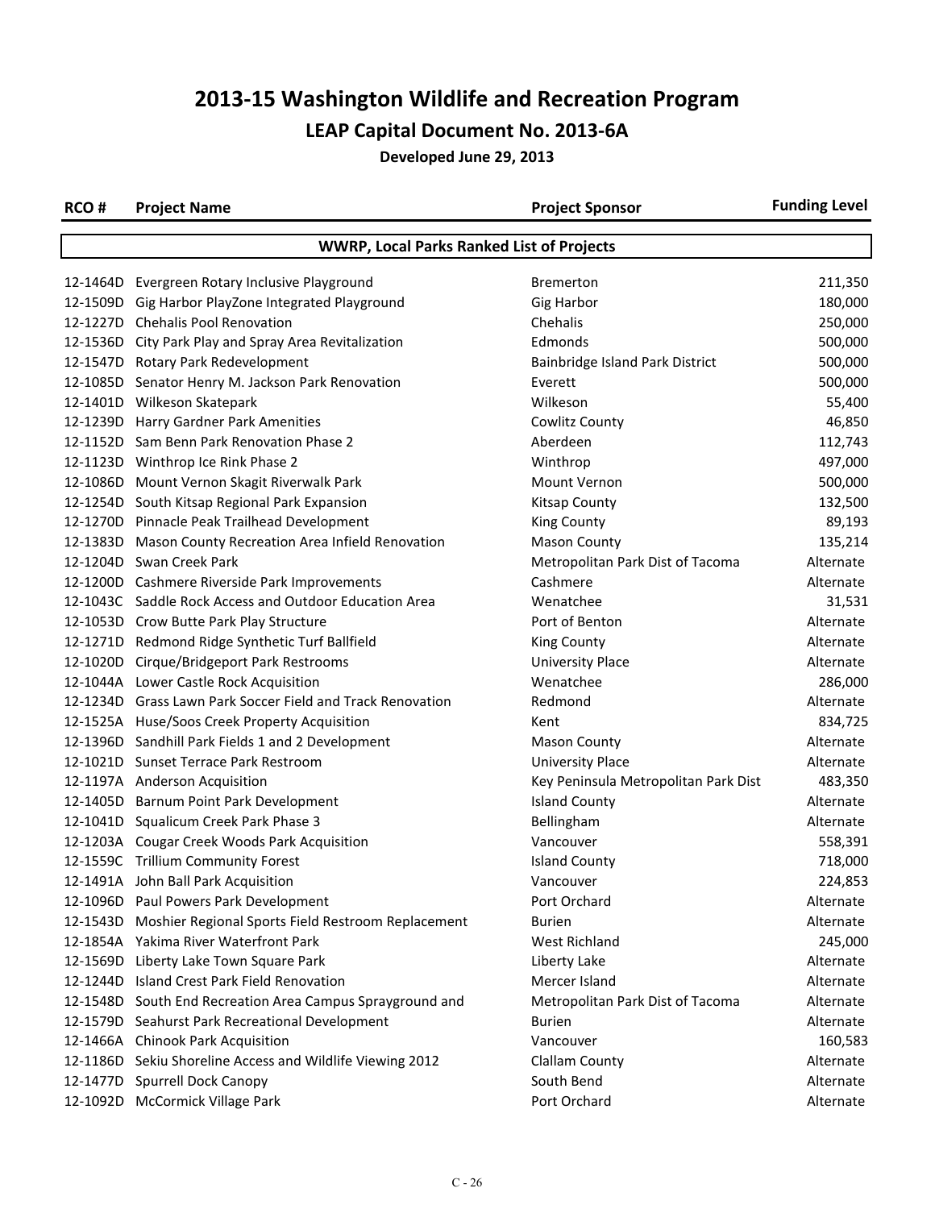# 2013-15 Washington Wildlife and Recreation Program

## LEAP Capital Document No. 2013-6A

**Developed June 29, 2013**

| RCO # | Project Name | Project Sponsor | Funding Level |
|---|---|---|---|
| **WWRP, Local Parks Ranked List of Projects** | | | |
| 12-1464D | Evergreen Rotary Inclusive Playground | Bremerton | 211,350 |
| 12-1509D | Gig Harbor PlayZone Integrated Playground | Gig Harbor | 180,000 |
| 12-1227D | Chehalis Pool Renovation | Chehalis | 250,000 |
| 12-1536D | City Park Play and Spray Area Revitalization | Edmonds | 500,000 |
| 12-1547D | Rotary Park Redevelopment | Bainbridge Island Park District | 500,000 |
| 12-1085D | Senator Henry M. Jackson Park Renovation | Everett | 500,000 |
| 12-1401D | Wilkeson Skatepark | Wilkeson | 55,400 |
| 12-1239D | Harry Gardner Park Amenities | Cowlitz County | 46,850 |
| 12-1152D | Sam Benn Park Renovation Phase 2 | Aberdeen | 112,743 |
| 12-1123D | Winthrop Ice Rink Phase 2 | Winthrop | 497,000 |
| 12-1086D | Mount Vernon Skagit Riverwalk Park | Mount Vernon | 500,000 |
| 12-1254D | South Kitsap Regional Park Expansion | Kitsap County | 132,500 |
| 12-1270D | Pinnacle Peak Trailhead Development | King County | 89,193 |
| 12-1383D | Mason County Recreation Area Infield Renovation | Mason County | 135,214 |
| 12-1204D | Swan Creek Park | Metropolitan Park Dist of Tacoma | Alternate |
| 12-1200D | Cashmere Riverside Park Improvements | Cashmere | Alternate |
| 12-1043C | Saddle Rock Access and Outdoor Education Area | Wenatchee | 31,531 |
| 12-1053D | Crow Butte Park Play Structure | Port of Benton | Alternate |
| 12-1271D | Redmond Ridge Synthetic Turf Ballfield | King County | Alternate |
| 12-1020D | Cirque/Bridgeport Park Restrooms | University Place | Alternate |
| 12-1044A | Lower Castle Rock Acquisition | Wenatchee | 286,000 |
| 12-1234D | Grass Lawn Park Soccer Field and Track Renovation | Redmond | Alternate |
| 12-1525A | Huse/Soos Creek Property Acquisition | Kent | 834,725 |
| 12-1396D | Sandhill Park Fields 1 and 2 Development | Mason County | Alternate |
| 12-1021D | Sunset Terrace Park Restroom | University Place | Alternate |
| 12-1197A | Anderson Acquisition | Key Peninsula Metropolitan Park Dist | 483,350 |
| 12-1405D | Barnum Point Park Development | Island County | Alternate |
| 12-1041D | Squalicum Creek Park Phase 3 | Bellingham | Alternate |
| 12-1203A | Cougar Creek Woods Park Acquisition | Vancouver | 558,391 |
| 12-1559C | Trillium Community Forest | Island County | 718,000 |
| 12-1491A | John Ball Park Acquisition | Vancouver | 224,853 |
| 12-1096D | Paul Powers Park Development | Port Orchard | Alternate |
| 12-1543D | Moshier Regional Sports Field Restroom Replacement | Burien | Alternate |
| 12-1854A | Yakima River Waterfront Park | West Richland | 245,000 |
| 12-1569D | Liberty Lake Town Square Park | Liberty Lake | Alternate |
| 12-1244D | Island Crest Park Field Renovation | Mercer Island | Alternate |
| 12-1548D | South End Recreation Area Campus Sprayground and | Metropolitan Park Dist of Tacoma | Alternate |
| 12-1579D | Seahurst Park Recreational Development | Burien | Alternate |
| 12-1466A | Chinook Park Acquisition | Vancouver | 160,583 |
| 12-1186D | Sekiu Shoreline Access and Wildlife Viewing 2012 | Clallam County | Alternate |
| 12-1477D | Spurrell Dock Canopy | South Bend | Alternate |
| 12-1092D | McCormick Village Park | Port Orchard | Alternate |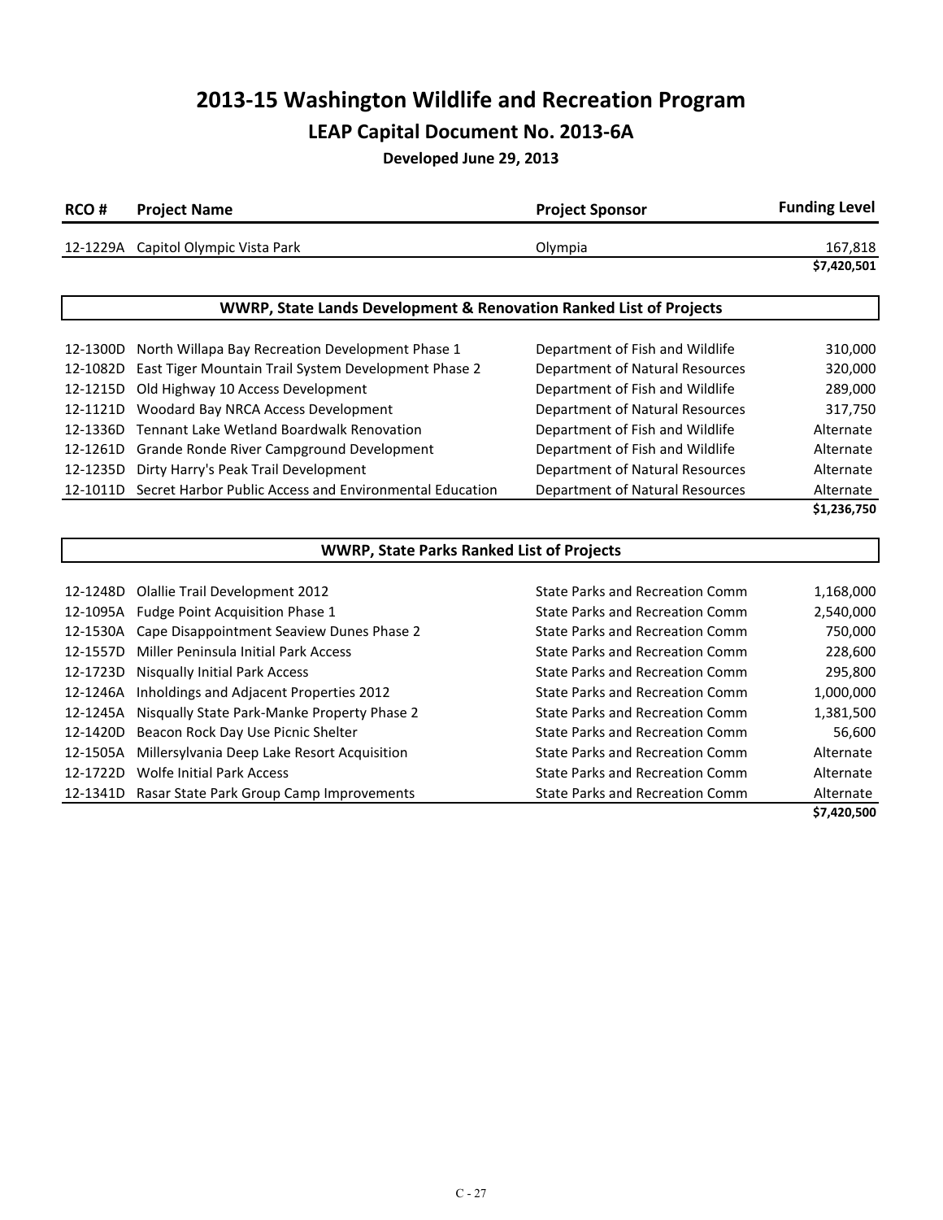# 2013-15 Washington Wildlife and Recreation Program

## LEAP Capital Document No. 2013-6A

**Developed June 29, 2013**

| RCO # | Project Name | Project Sponsor | Funding Level |
|---|---|---|---|
| 12-1229A | Capitol Olympic Vista Park | Olympia | 167,818 |
| | | | **$7,420,501** |

### WWRP, State Lands Development & Renovation Ranked List of Projects

| RCO # | Project Name | Project Sponsor | Funding Level |
|---|---|---|---|
| 12-1300D | North Willapa Bay Recreation Development Phase 1 | Department of Fish and Wildlife | 310,000 |
| 12-1082D | East Tiger Mountain Trail System Development Phase 2 | Department of Natural Resources | 320,000 |
| 12-1215D | Old Highway 10 Access Development | Department of Fish and Wildlife | 289,000 |
| 12-1121D | Woodard Bay NRCA Access Development | Department of Natural Resources | 317,750 |
| 12-1336D | Tennant Lake Wetland Boardwalk Renovation | Department of Fish and Wildlife | Alternate |
| 12-1261D | Grande Ronde River Campground Development | Department of Fish and Wildlife | Alternate |
| 12-1235D | Dirty Harry's Peak Trail Development | Department of Natural Resources | Alternate |
| 12-1011D | Secret Harbor Public Access and Environmental Education | Department of Natural Resources | Alternate |
| | | | **$1,236,750** |

### WWRP, State Parks Ranked List of Projects

| RCO # | Project Name | Project Sponsor | Funding Level |
|---|---|---|---|
| 12-1248D | Olallie Trail Development 2012 | State Parks and Recreation Comm | 1,168,000 |
| 12-1095A | Fudge Point Acquisition Phase 1 | State Parks and Recreation Comm | 2,540,000 |
| 12-1530A | Cape Disappointment Seaview Dunes Phase 2 | State Parks and Recreation Comm | 750,000 |
| 12-1557D | Miller Peninsula Initial Park Access | State Parks and Recreation Comm | 228,600 |
| 12-1723D | Nisqually Initial Park Access | State Parks and Recreation Comm | 295,800 |
| 12-1246A | Inholdings and Adjacent Properties 2012 | State Parks and Recreation Comm | 1,000,000 |
| 12-1245A | Nisqually State Park-Manke Property Phase 2 | State Parks and Recreation Comm | 1,381,500 |
| 12-1420D | Beacon Rock Day Use Picnic Shelter | State Parks and Recreation Comm | 56,600 |
| 12-1505A | Millersylvania Deep Lake Resort Acquisition | State Parks and Recreation Comm | Alternate |
| 12-1722D | Wolfe Initial Park Access | State Parks and Recreation Comm | Alternate |
| 12-1341D | Rasar State Park Group Camp Improvements | State Parks and Recreation Comm | Alternate |
| | | | **$7,420,500** |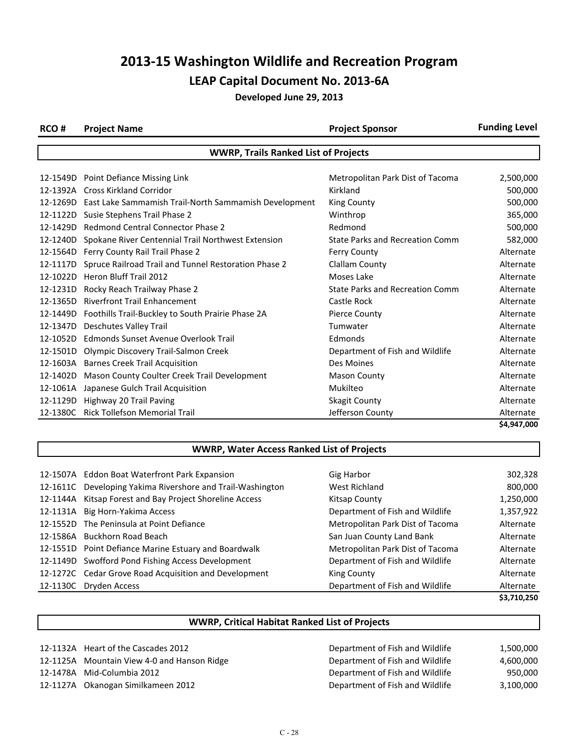# 2013-15 Washington Wildlife and Recreation Program

## LEAP Capital Document No. 2013-6A

**Developed June 29, 2013**

| RCO # | Project Name | Project Sponsor | Funding Level |
|---|---|---|---|
| | **WWRP, Trails Ranked List of Projects** | | |
| 12-1549D | Point Defiance Missing Link | Metropolitan Park Dist of Tacoma | 2,500,000 |
| 12-1392A | Cross Kirkland Corridor | Kirkland | 500,000 |
| 12-1269D | East Lake Sammamish Trail-North Sammamish Development | King County | 500,000 |
| 12-1122D | Susie Stephens Trail Phase 2 | Winthrop | 365,000 |
| 12-1429D | Redmond Central Connector Phase 2 | Redmond | 500,000 |
| 12-1240D | Spokane River Centennial Trail Northwest Extension | State Parks and Recreation Comm | 582,000 |
| 12-1564D | Ferry County Rail Trail Phase 2 | Ferry County | Alternate |
| 12-1117D | Spruce Railroad Trail and Tunnel Restoration Phase 2 | Clallam County | Alternate |
| 12-1022D | Heron Bluff Trail 2012 | Moses Lake | Alternate |
| 12-1231D | Rocky Reach Trailway Phase 2 | State Parks and Recreation Comm | Alternate |
| 12-1365D | Riverfront Trail Enhancement | Castle Rock | Alternate |
| 12-1449D | Foothills Trail-Buckley to South Prairie Phase 2A | Pierce County | Alternate |
| 12-1347D | Deschutes Valley Trail | Tumwater | Alternate |
| 12-1052D | Edmonds Sunset Avenue Overlook Trail | Edmonds | Alternate |
| 12-1501D | Olympic Discovery Trail-Salmon Creek | Department of Fish and Wildlife | Alternate |
| 12-1603A | Barnes Creek Trail Acquisition | Des Moines | Alternate |
| 12-1402D | Mason County Coulter Creek Trail Development | Mason County | Alternate |
| 12-1061A | Japanese Gulch Trail Acquisition | Mukilteo | Alternate |
| 12-1129D | Highway 20 Trail Paving | Skagit County | Alternate |
| 12-1380C | Rick Tollefson Memorial Trail | Jefferson County | Alternate |
| | | | **$4,947,000** |
| | **WWRP, Water Access Ranked List of Projects** | | |
| 12-1507A | Eddon Boat Waterfront Park Expansion | Gig Harbor | 302,328 |
| 12-1611C | Developing Yakima Rivershore and Trail-Washington | West Richland | 800,000 |
| 12-1144A | Kitsap Forest and Bay Project Shoreline Access | Kitsap County | 1,250,000 |
| 12-1131A | Big Horn-Yakima Access | Department of Fish and Wildlife | 1,357,922 |
| 12-1552D | The Peninsula at Point Defiance | Metropolitan Park Dist of Tacoma | Alternate |
| 12-1586A | Buckhorn Road Beach | San Juan County Land Bank | Alternate |
| 12-1551D | Point Defiance Marine Estuary and Boardwalk | Metropolitan Park Dist of Tacoma | Alternate |
| 12-1149D | Swofford Pond Fishing Access Development | Department of Fish and Wildlife | Alternate |
| 12-1272C | Cedar Grove Road Acquisition and Development | King County | Alternate |
| 12-1130C | Dryden Access | Department of Fish and Wildlife | Alternate |
| | | | **$3,710,250** |
| | **WWRP, Critical Habitat Ranked List of Projects** | | |
| 12-1132A | Heart of the Cascades 2012 | Department of Fish and Wildlife | 1,500,000 |
| 12-1125A | Mountain View 4-0 and Hanson Ridge | Department of Fish and Wildlife | 4,600,000 |
| 12-1478A | Mid-Columbia 2012 | Department of Fish and Wildlife | 950,000 |
| 12-1127A | Okanogan Similkameen 2012 | Department of Fish and Wildlife | 3,100,000 |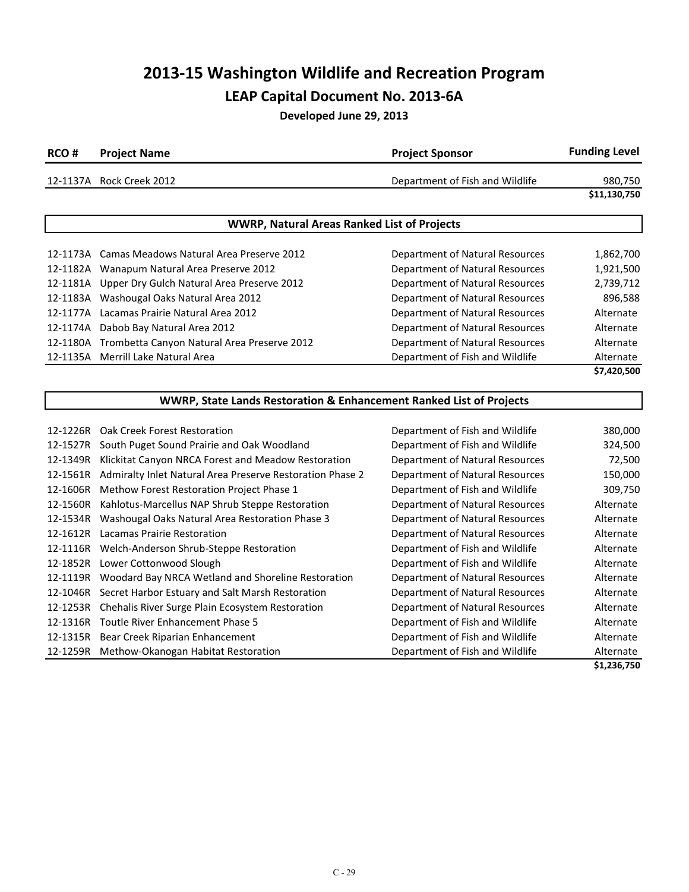# 2013-15 Washington Wildlife and Recreation Program

## LEAP Capital Document No. 2013-6A

**Developed June 29, 2013**

| RCO # | Project Name | Project Sponsor | Funding Level |
|---|---|---|---|
| 12-1137A | Rock Creek 2012 | Department of Fish and Wildlife | 980,750 |
| | | | **$11,130,750** |

### WWRP, Natural Areas Ranked List of Projects

| RCO # | Project Name | Project Sponsor | Funding Level |
|---|---|---|---|
| 12-1173A | Camas Meadows Natural Area Preserve 2012 | Department of Natural Resources | 1,862,700 |
| 12-1182A | Wanapum Natural Area Preserve 2012 | Department of Natural Resources | 1,921,500 |
| 12-1181A | Upper Dry Gulch Natural Area Preserve 2012 | Department of Natural Resources | 2,739,712 |
| 12-1183A | Washougal Oaks Natural Area 2012 | Department of Natural Resources | 896,588 |
| 12-1177A | Lacamas Prairie Natural Area 2012 | Department of Natural Resources | Alternate |
| 12-1174A | Dabob Bay Natural Area 2012 | Department of Natural Resources | Alternate |
| 12-1180A | Trombetta Canyon Natural Area Preserve 2012 | Department of Natural Resources | Alternate |
| 12-1135A | Merrill Lake Natural Area | Department of Fish and Wildlife | Alternate |
| | | | **$7,420,500** |

### WWRP, State Lands Restoration & Enhancement Ranked List of Projects

| RCO # | Project Name | Project Sponsor | Funding Level |
|---|---|---|---|
| 12-1226R | Oak Creek Forest Restoration | Department of Fish and Wildlife | 380,000 |
| 12-1527R | South Puget Sound Prairie and Oak Woodland | Department of Fish and Wildlife | 324,500 |
| 12-1349R | Klickitat Canyon NRCA Forest and Meadow Restoration | Department of Natural Resources | 72,500 |
| 12-1561R | Admiralty Inlet Natural Area Preserve Restoration Phase 2 | Department of Natural Resources | 150,000 |
| 12-1606R | Methow Forest Restoration Project Phase 1 | Department of Fish and Wildlife | 309,750 |
| 12-1560R | Kahlotus-Marcellus NAP Shrub Steppe Restoration | Department of Natural Resources | Alternate |
| 12-1534R | Washougal Oaks Natural Area Restoration Phase 3 | Department of Natural Resources | Alternate |
| 12-1612R | Lacamas Prairie Restoration | Department of Natural Resources | Alternate |
| 12-1116R | Welch-Anderson Shrub-Steppe Restoration | Department of Fish and Wildlife | Alternate |
| 12-1852R | Lower Cottonwood Slough | Department of Fish and Wildlife | Alternate |
| 12-1119R | Woodard Bay NRCA Wetland and Shoreline Restoration | Department of Natural Resources | Alternate |
| 12-1046R | Secret Harbor Estuary and Salt Marsh Restoration | Department of Natural Resources | Alternate |
| 12-1253R | Chehalis River Surge Plain Ecosystem Restoration | Department of Natural Resources | Alternate |
| 12-1316R | Toutle River Enhancement Phase 5 | Department of Fish and Wildlife | Alternate |
| 12-1315R | Bear Creek Riparian Enhancement | Department of Fish and Wildlife | Alternate |
| 12-1259R | Methow-Okanogan Habitat Restoration | Department of Fish and Wildlife | Alternate |
| | | | **$1,236,750** |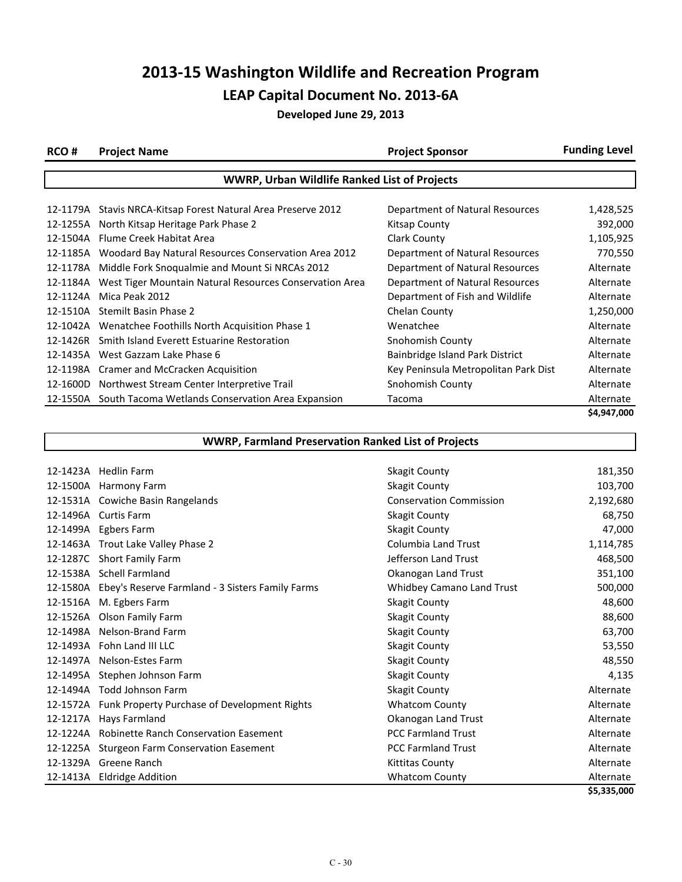# 2013-15 Washington Wildlife and Recreation Program

## LEAP Capital Document No. 2013-6A

**Developed June 29, 2013**

### WWRP, Urban Wildlife Ranked List of Projects

| RCO # | Project Name | Project Sponsor | Funding Level |
|---|---|---|---|
| 12-1179A | Stavis NRCA-Kitsap Forest Natural Area Preserve 2012 | Department of Natural Resources | 1,428,525 |
| 12-1255A | North Kitsap Heritage Park Phase 2 | Kitsap County | 392,000 |
| 12-1504A | Flume Creek Habitat Area | Clark County | 1,105,925 |
| 12-1185A | Woodard Bay Natural Resources Conservation Area 2012 | Department of Natural Resources | 770,550 |
| 12-1178A | Middle Fork Snoqualmie and Mount Si NRCAs 2012 | Department of Natural Resources | Alternate |
| 12-1184A | West Tiger Mountain Natural Resources Conservation Area | Department of Natural Resources | Alternate |
| 12-1124A | Mica Peak 2012 | Department of Fish and Wildlife | Alternate |
| 12-1510A | Stemilt Basin Phase 2 | Chelan County | 1,250,000 |
| 12-1042A | Wenatchee Foothills North Acquisition Phase 1 | Wenatchee | Alternate |
| 12-1426R | Smith Island Everett Estuarine Restoration | Snohomish County | Alternate |
| 12-1435A | West Gazzam Lake Phase 6 | Bainbridge Island Park District | Alternate |
| 12-1198A | Cramer and McCracken Acquisition | Key Peninsula Metropolitan Park Dist | Alternate |
| 12-1600D | Northwest Stream Center Interpretive Trail | Snohomish County | Alternate |
| 12-1550A | South Tacoma Wetlands Conservation Area Expansion | Tacoma | Alternate |
| | | | **$4,947,000** |

### WWRP, Farmland Preservation Ranked List of Projects

| RCO # | Project Name | Project Sponsor | Funding Level |
|---|---|---|---|
| 12-1423A | Hedlin Farm | Skagit County | 181,350 |
| 12-1500A | Harmony Farm | Skagit County | 103,700 |
| 12-1531A | Cowiche Basin Rangelands | Conservation Commission | 2,192,680 |
| 12-1496A | Curtis Farm | Skagit County | 68,750 |
| 12-1499A | Egbers Farm | Skagit County | 47,000 |
| 12-1463A | Trout Lake Valley Phase 2 | Columbia Land Trust | 1,114,785 |
| 12-1287C | Short Family Farm | Jefferson Land Trust | 468,500 |
| 12-1538A | Schell Farmland | Okanogan Land Trust | 351,100 |
| 12-1580A | Ebey's Reserve Farmland - 3 Sisters Family Farms | Whidbey Camano Land Trust | 500,000 |
| 12-1516A | M. Egbers Farm | Skagit County | 48,600 |
| 12-1526A | Olson Family Farm | Skagit County | 88,600 |
| 12-1498A | Nelson-Brand Farm | Skagit County | 63,700 |
| 12-1493A | Fohn Land III LLC | Skagit County | 53,550 |
| 12-1497A | Nelson-Estes Farm | Skagit County | 48,550 |
| 12-1495A | Stephen Johnson Farm | Skagit County | 4,135 |
| 12-1494A | Todd Johnson Farm | Skagit County | Alternate |
| 12-1572A | Funk Property Purchase of Development Rights | Whatcom County | Alternate |
| 12-1217A | Hays Farmland | Okanogan Land Trust | Alternate |
| 12-1224A | Robinette Ranch Conservation Easement | PCC Farmland Trust | Alternate |
| 12-1225A | Sturgeon Farm Conservation Easement | PCC Farmland Trust | Alternate |
| 12-1329A | Greene Ranch | Kittitas County | Alternate |
| 12-1413A | Eldridge Addition | Whatcom County | Alternate |
| | | | **$5,335,000** |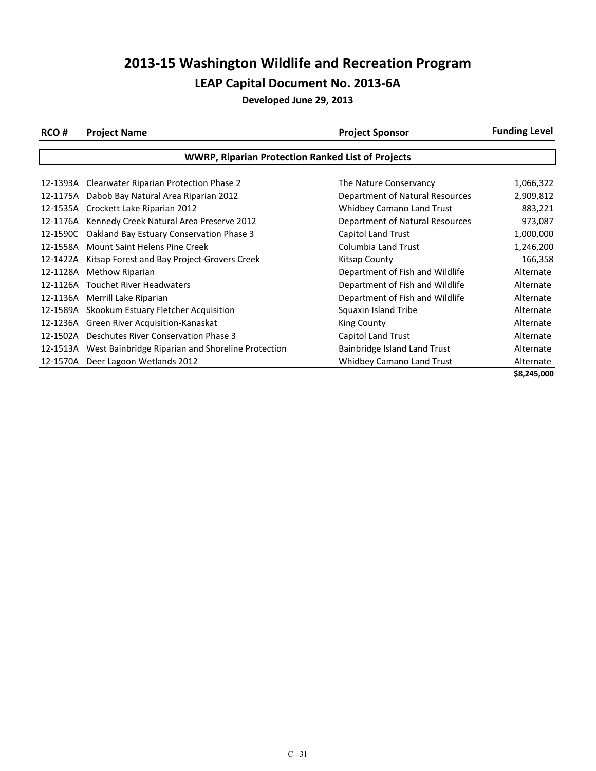# 2013-15 Washington Wildlife and Recreation Program

## LEAP Capital Document No. 2013-6A

**Developed June 29, 2013**

| RCO # | Project Name | Project Sponsor | Funding Level |
|---|---|---|---|
| | **WWRP, Riparian Protection Ranked List of Projects** | | |
| 12-1393A | Clearwater Riparian Protection Phase 2 | The Nature Conservancy | 1,066,322 |
| 12-1175A | Dabob Bay Natural Area Riparian 2012 | Department of Natural Resources | 2,909,812 |
| 12-1535A | Crockett Lake Riparian 2012 | Whidbey Camano Land Trust | 883,221 |
| 12-1176A | Kennedy Creek Natural Area Preserve 2012 | Department of Natural Resources | 973,087 |
| 12-1590C | Oakland Bay Estuary Conservation Phase 3 | Capitol Land Trust | 1,000,000 |
| 12-1558A | Mount Saint Helens Pine Creek | Columbia Land Trust | 1,246,200 |
| 12-1422A | Kitsap Forest and Bay Project-Grovers Creek | Kitsap County | 166,358 |
| 12-1128A | Methow Riparian | Department of Fish and Wildlife | Alternate |
| 12-1126A | Touchet River Headwaters | Department of Fish and Wildlife | Alternate |
| 12-1136A | Merrill Lake Riparian | Department of Fish and Wildlife | Alternate |
| 12-1589A | Skookum Estuary Fletcher Acquisition | Squaxin Island Tribe | Alternate |
| 12-1236A | Green River Acquisition-Kanaskat | King County | Alternate |
| 12-1502A | Deschutes River Conservation Phase 3 | Capitol Land Trust | Alternate |
| 12-1513A | West Bainbridge Riparian and Shoreline Protection | Bainbridge Island Land Trust | Alternate |
| 12-1570A | Deer Lagoon Wetlands 2012 | Whidbey Camano Land Trust | Alternate |
| | | | **$8,245,000** |